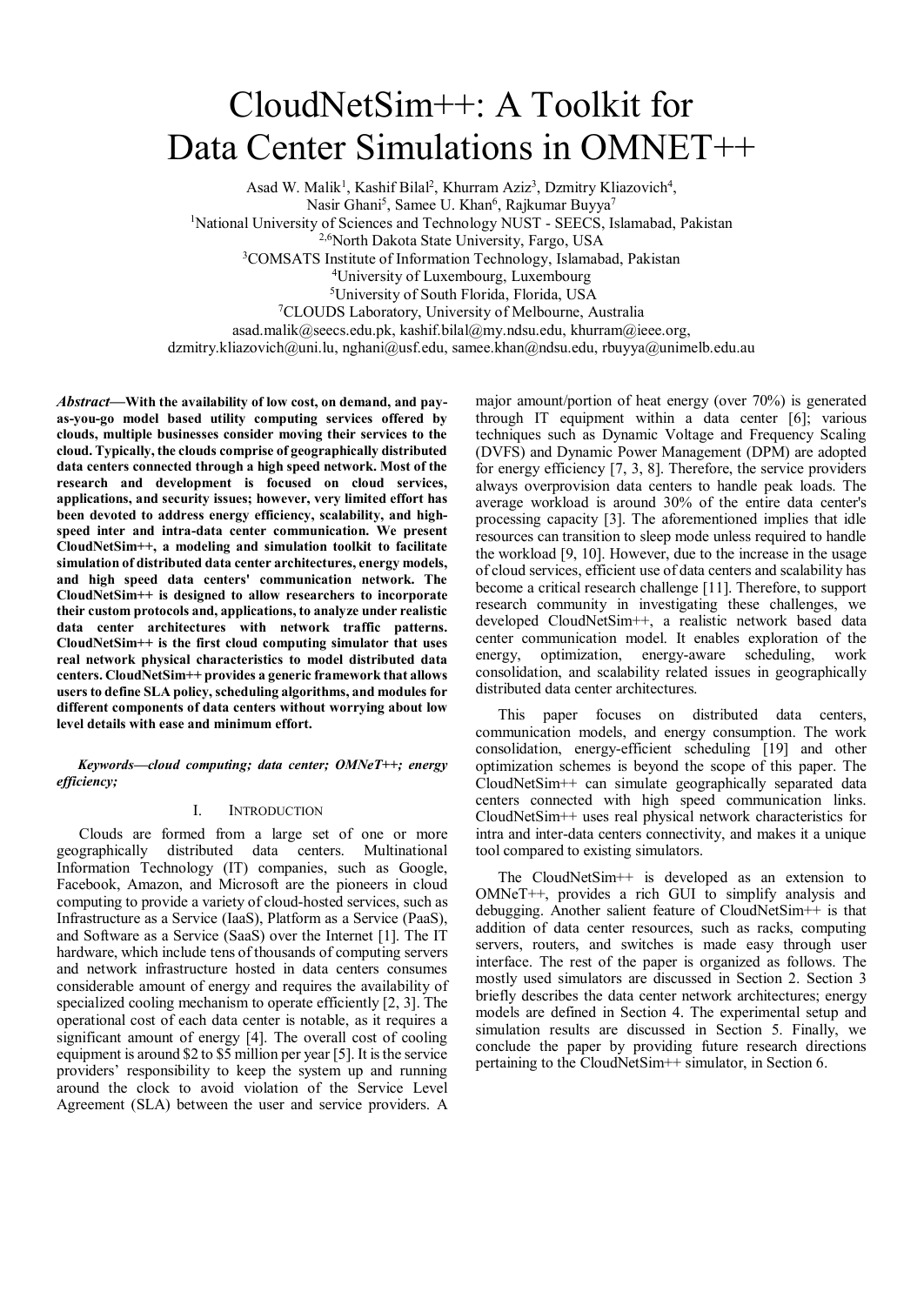# CloudNetSim++: A Toolkit for Data Center Simulations in OMNET++

Asad W. Malik[1], Kashif Bilal[2], Khurram Aziz[3], Dzmitry Kliazovich[4], Nasir Ghani[5], Samee U. Khan[6], Rajkumar Buyya[7]

[1]National University of Sciences and Technology NUST - SEECS, Islamabad, Pakistan
[2,6]North Dakota State University, Fargo, USA
[3]COMSATS Institute of Information Technology, Islamabad, Pakistan
[4]University of Luxembourg, Luxembourg
[5]University of South Florida, Florida, USA
[7]CLOUDS Laboratory, University of Melbourne, Australia

asad.malik@seecs.edu.pk, kashif.bilal@my.ndsu.edu, khurram@ieee.org, dzmitry.kliazovich@uni.lu, nghani@usf.edu, samee.khan@ndsu.edu, rbuyya@unimelb.edu.au

***Abstract*—With the availability of low cost, on demand, and pay-as-you-go model based utility computing services offered by clouds, multiple businesses consider moving their services to the cloud. Typically, the clouds comprise of geographically distributed data centers connected through a high speed network. Most of the research and development is focused on cloud services, applications, and security issues; however, very limited effort has been devoted to address energy efficiency, scalability, and high-speed inter and intra-data center communication. We present CloudNetSim++, a modeling and simulation toolkit to facilitate simulation of distributed data center architectures, energy models, and high speed data centers' communication network. The CloudNetSim++ is designed to allow researchers to incorporate their custom protocols and, applications, to analyze under realistic data center architectures with network traffic patterns. CloudNetSim++ is the first cloud computing simulator that uses real network physical characteristics to model distributed data centers. CloudNetSim++ provides a generic framework that allows users to define SLA policy, scheduling algorithms, and modules for different components of data centers without worrying about low level details with ease and minimum effort.**

***Keywords—cloud computing; data center; OMNeT++; energy efficiency;***

## I. Introduction

Clouds are formed from a large set of one or more geographically distributed data centers. Multinational Information Technology (IT) companies, such as Google, Facebook, Amazon, and Microsoft are the pioneers in cloud computing to provide a variety of cloud-hosted services, such as Infrastructure as a Service (IaaS), Platform as a Service (PaaS), and Software as a Service (SaaS) over the Internet [1]. The IT hardware, which include tens of thousands of computing servers and network infrastructure hosted in data centers consumes considerable amount of energy and requires the availability of specialized cooling mechanism to operate efficiently [2, 3]. The operational cost of each data center is notable, as it requires a significant amount of energy [4]. The overall cost of cooling equipment is around $2 to $5 million per year [5]. It is the service providers' responsibility to keep the system up and running around the clock to avoid violation of the Service Level Agreement (SLA) between the user and service providers. A major amount/portion of heat energy (over 70%) is generated through IT equipment within a data center [6]; various techniques such as Dynamic Voltage and Frequency Scaling (DVFS) and Dynamic Power Management (DPM) are adopted for energy efficiency [7, 3, 8]. Therefore, the service providers always overprovision data centers to handle peak loads. The average workload is around 30% of the entire data center's processing capacity [3]. The aforementioned implies that idle resources can transition to sleep mode unless required to handle the workload [9, 10]. However, due to the increase in the usage of cloud services, efficient use of data centers and scalability has become a critical research challenge [11]. Therefore, to support research community in investigating these challenges, we developed CloudNetSim++, a realistic network based data center communication model. It enables exploration of the energy, optimization, energy-aware scheduling, work consolidation, and scalability related issues in geographically distributed data center architectures.

This paper focuses on distributed data centers, communication models, and energy consumption. The work consolidation, energy-efficient scheduling [19] and other optimization schemes is beyond the scope of this paper. The CloudNetSim++ can simulate geographically separated data centers connected with high speed communication links. CloudNetSim++ uses real physical network characteristics for intra and inter-data centers connectivity, and makes it a unique tool compared to existing simulators.

The CloudNetSim++ is developed as an extension to OMNeT++, provides a rich GUI to simplify analysis and debugging. Another salient feature of CloudNetSim++ is that addition of data center resources, such as racks, computing servers, routers, and switches is made easy through user interface. The rest of the paper is organized as follows. The mostly used simulators are discussed in Section 2. Section 3 briefly describes the data center network architectures; energy models are defined in Section 4. The experimental setup and simulation results are discussed in Section 5. Finally, we conclude the paper by providing future research directions pertaining to the CloudNetSim++ simulator, in Section 6.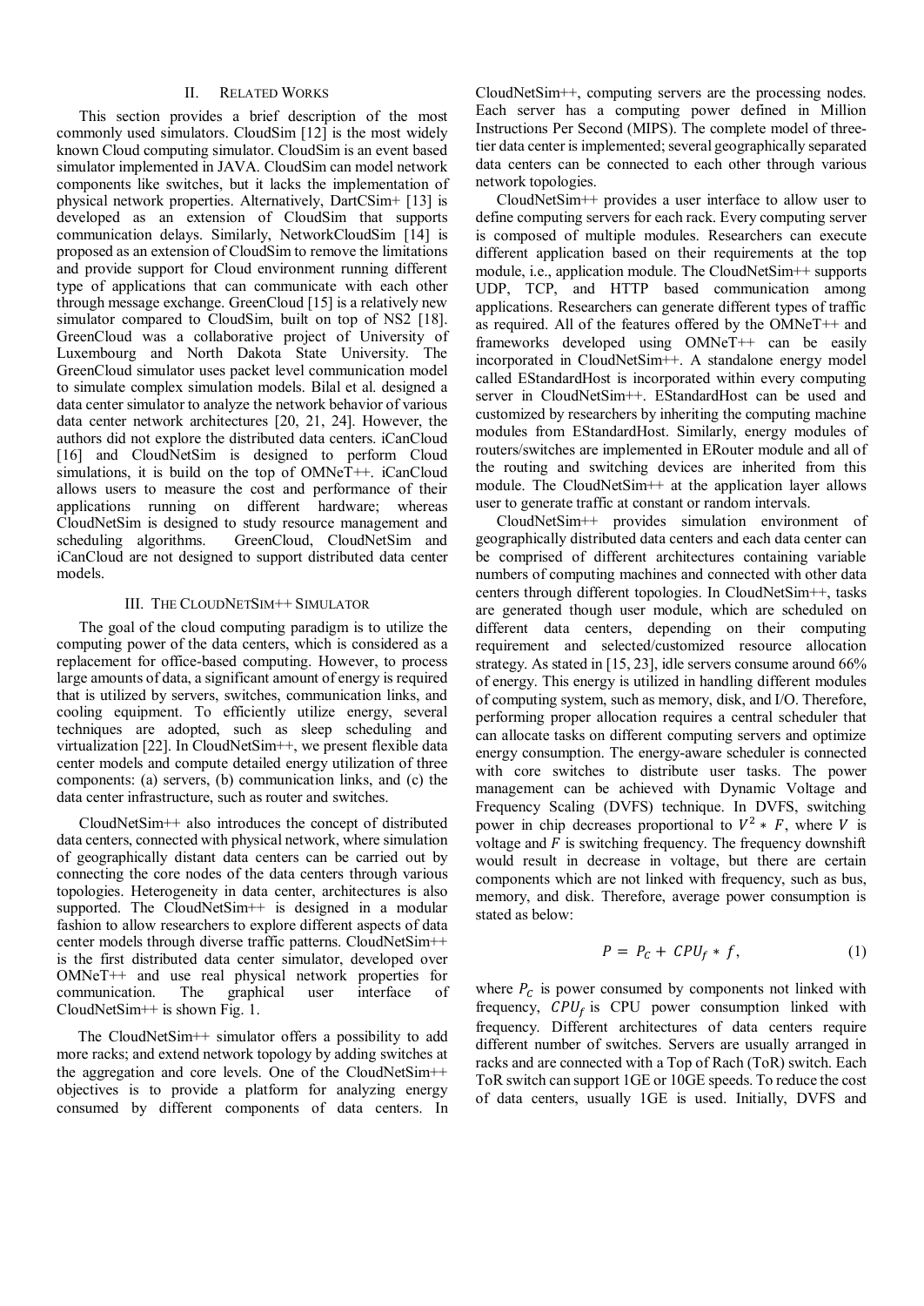## II. Related Works

This section provides a brief description of the most commonly used simulators. CloudSim [12] is the most widely known Cloud computing simulator. CloudSim is an event based simulator implemented in JAVA. CloudSim can model network components like switches, but it lacks the implementation of physical network properties. Alternatively, DartCSim+ [13] is developed as an extension of CloudSim that supports communication delays. Similarly, NetworkCloudSim [14] is proposed as an extension of CloudSim to remove the limitations and provide support for Cloud environment running different type of applications that can communicate with each other through message exchange. GreenCloud [15] is a relatively new simulator compared to CloudSim, built on top of NS2 [18]. GreenCloud was a collaborative project of University of Luxembourg and North Dakota State University. The GreenCloud simulator uses packet level communication model to simulate complex simulation models. Bilal et al. designed a data center simulator to analyze the network behavior of various data center network architectures [20, 21, 24]. However, the authors did not explore the distributed data centers. iCanCloud [16] and CloudNetSim is designed to perform Cloud simulations, it is build on the top of OMNeT++. iCanCloud allows users to measure the cost and performance of their applications running on different hardware; whereas CloudNetSim is designed to study resource management and scheduling algorithms. GreenCloud, CloudNetSim and iCanCloud are not designed to support distributed data center models.

## III. The CloudNetSim++ Simulator

The goal of the cloud computing paradigm is to utilize the computing power of the data centers, which is considered as a replacement for office-based computing. However, to process large amounts of data, a significant amount of energy is required that is utilized by servers, switches, communication links, and cooling equipment. To efficiently utilize energy, several techniques are adopted, such as sleep scheduling and virtualization [22]. In CloudNetSim++, we present flexible data center models and compute detailed energy utilization of three components: (a) servers, (b) communication links, and (c) the data center infrastructure, such as router and switches.

CloudNetSim++ also introduces the concept of distributed data centers, connected with physical network, where simulation of geographically distant data centers can be carried out by connecting the core nodes of the data centers through various topologies. Heterogeneity in data center, architectures is also supported. The CloudNetSim++ is designed in a modular fashion to allow researchers to explore different aspects of data center models through diverse traffic patterns. CloudNetSim++ is the first distributed data center simulator, developed over OMNeT++ and use real physical network properties for communication. The graphical user interface of CloudNetSim++ is shown Fig. 1.

The CloudNetSim++ simulator offers a possibility to add more racks; and extend network topology by adding switches at the aggregation and core levels. One of the CloudNetSim++ objectives is to provide a platform for analyzing energy consumed by different components of data centers. In CloudNetSim++, computing servers are the processing nodes. Each server has a computing power defined in Million Instructions Per Second (MIPS). The complete model of three-tier data center is implemented; several geographically separated data centers can be connected to each other through various network topologies.

CloudNetSim++ provides a user interface to allow user to define computing servers for each rack. Every computing server is composed of multiple modules. Researchers can execute different application based on their requirements at the top module, i.e., application module. The CloudNetSim++ supports UDP, TCP, and HTTP based communication among applications. Researchers can generate different types of traffic as required. All of the features offered by the OMNeT++ and frameworks developed using OMNeT++ can be easily incorporated in CloudNetSim++. A standalone energy model called EStandardHost is incorporated within every computing server in CloudNetSim++. EStandardHost can be used and customized by researchers by inheriting the computing machine modules from EStandardHost. Similarly, energy modules of routers/switches are implemented in ERouter module and all of the routing and switching devices are inherited from this module. The CloudNetSim++ at the application layer allows user to generate traffic at constant or random intervals.

CloudNetSim++ provides simulation environment of geographically distributed data centers and each data center can be comprised of different architectures containing variable numbers of computing machines and connected with other data centers through different topologies. In CloudNetSim++, tasks are generated though user module, which are scheduled on different data centers, depending on their computing requirement and selected/customized resource allocation strategy. As stated in [15, 23], idle servers consume around 66% of energy. This energy is utilized in handling different modules of computing system, such as memory, disk, and I/O. Therefore, performing proper allocation requires a central scheduler that can allocate tasks on different computing servers and optimize energy consumption. The energy-aware scheduler is connected with core switches to distribute user tasks. The power management can be achieved with Dynamic Voltage and Frequency Scaling (DVFS) technique. In DVFS, switching power in chip decreases proportional to $V^2 * F$, where $V$ is voltage and $F$ is switching frequency. The frequency downshift would result in decrease in voltage, but there are certain components which are not linked with frequency, such as bus, memory, and disk. Therefore, average power consumption is stated as below:

$$P = P_C + CPU_f * f, \tag{1}$$

where $P_C$ is power consumed by components not linked with frequency, $CPU_f$ is CPU power consumption linked with frequency. Different architectures of data centers require different number of switches. Servers are usually arranged in racks and are connected with a Top of Rach (ToR) switch. Each ToR switch can support 1GE or 10GE speeds. To reduce the cost of data centers, usually 1GE is used. Initially, DVFS and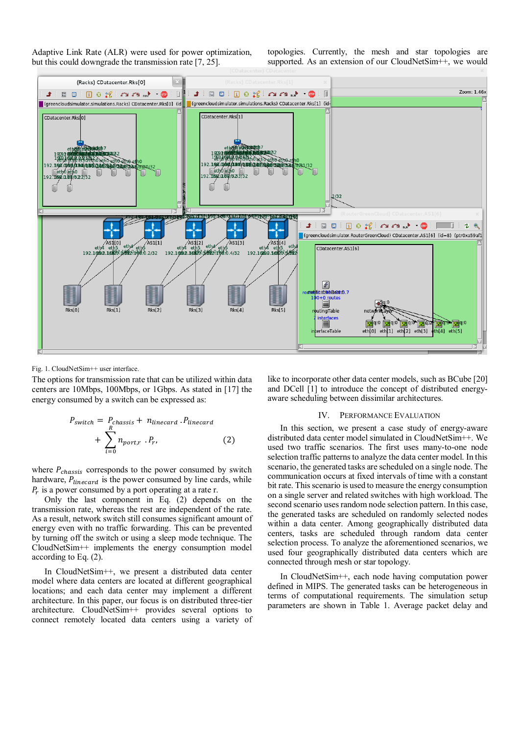Adaptive Link Rate (ALR) were used for power optimization, but this could downgrade the transmission rate [7, 25].

Fig. 1. CloudNetSim++ user interface.

The options for transmission rate that can be utilized within data centers are 10Mbps, 100Mbps, or 1Gbps. As stated in [17] the energy consumed by a switch can be expressed as:

$$P_{switch} = P_{chassis} + n_{linecard} \cdot P_{linecard} + \sum_{i=0}^{R} n_{port,r} \cdot P_r, \quad (2)$$

where $P_{chassis}$ corresponds to the power consumed by switch hardware, $P_{linecard}$ is the power consumed by line cards, while $P_r$ is a power consumed by a port operating at a rate r.

Only the last component in Eq. (2) depends on the transmission rate, whereas the rest are independent of the rate. As a result, network switch still consumes significant amount of energy even with no traffic forwarding. This can be prevented by turning off the switch or using a sleep mode technique. The CloudNetSim++ implements the energy consumption model according to Eq. (2).

In CloudNetSim++, we present a distributed data center model where data centers are located at different geographical locations; and each data center may implement a different architecture. In this paper, our focus is on distributed three-tier architecture. CloudNetSim++ provides several options to connect remotely located data centers using a variety of topologies. Currently, the mesh and star topologies are supported. As an extension of our CloudNetSim++, we would like to incorporate other data center models, such as BCube [20] and DCell [1] to introduce the concept of distributed energy-aware scheduling between dissimilar architectures.

## IV. Performance Evaluation

In this section, we present a case study of energy-aware distributed data center model simulated in CloudNetSim++. We used two traffic scenarios. The first uses many-to-one node selection traffic patterns to analyze the data center model. In this scenario, the generated tasks are scheduled on a single node. The communication occurs at fixed intervals of time with a constant bit rate. This scenario is used to measure the energy consumption on a single server and related switches with high workload. The second scenario uses random node selection pattern. In this case, the generated tasks are scheduled on randomly selected nodes within a data center. Among geographically distributed data centers, tasks are scheduled through random data center selection process. To analyze the aforementioned scenarios, we used four geographically distributed data centers which are connected through mesh or star topology.

In CloudNetSim++, each node having computation power defined in MIPS. The generated tasks can be heterogeneous in terms of computational requirements. The simulation setup parameters are shown in Table 1. Average packet delay and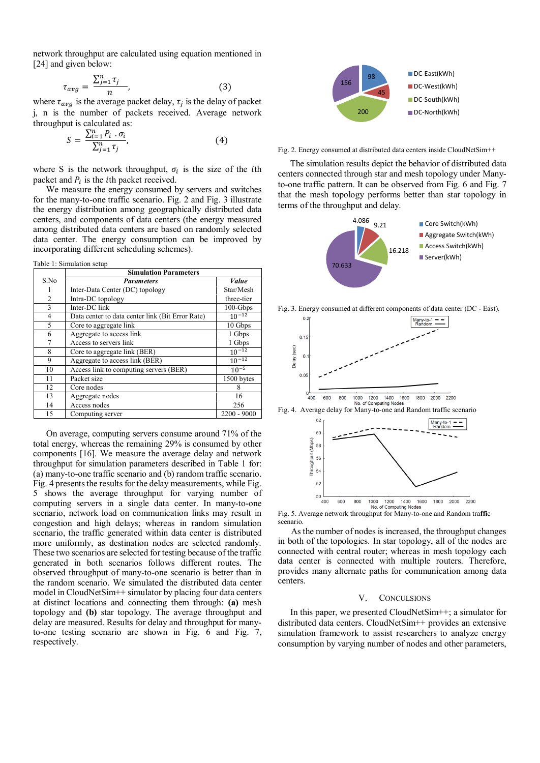network throughput are calculated using equation mentioned in [24] and given below:

$$\tau_{avg} = \frac{\sum_{j=1}^{n} \tau_j}{n}, \quad (3)$$

where $\tau_{avg}$ is the average packet delay, $\tau_j$ is the delay of packet j, n is the number of packets received. Average network throughput is calculated as:

$$S = \frac{\sum_{i=1}^{n} P_i \cdot \sigma_i}{\sum_{j=1}^{n} \tau_j}, \quad (4)$$

where S is the network throughput, $\sigma_i$ is the size of the $i$th packet and $P_i$ is the $i$th packet received.

We measure the energy consumed by servers and switches for the many-to-one traffic scenario. Fig. 2 and Fig. 3 illustrate the energy distribution among geographically distributed data centers, and components of data centers (the energy measured among distributed data centers are based on randomly selected data center. The energy consumption can be improved by incorporating different scheduling schemes).

Table 1: Simulation setup

| S.No | Simulation Parameters | |
|---|---|---|
| | ***Parameters*** | ***Value*** |
| 1 | Inter-Data Center (DC) topology | Star/Mesh |
| 2 | Intra-DC topology | three-tier |
| 3 | Inter-DC link | 100-Gbps |
| 4 | Data center to data center link (Bit Error Rate) | $10^{-12}$ |
| 5 | Core to aggregate link | 10 Gbps |
| 6 | Aggregate to access link | 1 Gbps |
| 7 | Access to servers link | 1 Gbps |
| 8 | Core to aggregate link (BER) | $10^{-12}$ |
| 9 | Aggregate to access link (BER) | $10^{-12}$ |
| 10 | Access link to computing servers (BER) | $10^{-5}$ |
| 11 | Packet size | 1500 bytes |
| 12 | Core nodes | 8 |
| 13 | Aggregate nodes | 16 |
| 14 | Access nodes | 256 |
| 15 | Computing server | 2200 - 9000 |

On average, computing servers consume around 71% of the total energy, whereas the remaining 29% is consumed by other components [16]. We measure the average delay and network throughput for simulation parameters described in Table 1 for: (a) many-to-one traffic scenario and (b) random traffic scenario. Fig. 4 presents the results for the delay measurements, while Fig. 5 shows the average throughput for varying number of computing servers in a single data center. In many-to-one scenario, network load on communication links may result in congestion and high delays; whereas in random simulation scenario, the traffic generated within data center is distributed more uniformly, as destination nodes are selected randomly. These two scenarios are selected for testing because of the traffic generated in both scenarios follows different routes. The observed throughput of many-to-one scenario is better than in the random scenario. We simulated the distributed data center model in CloudNetSim++ simulator by placing four data centers at distinct locations and connecting them through: **(a)** mesh topology and **(b)** star topology. The average throughput and delay are measured. Results for delay and throughput for many-to-one testing scenario are shown in Fig. 6 and Fig. 7, respectively.

Fig. 2. Energy consumed at distributed data centers inside CloudNetSim++

The simulation results depict the behavior of distributed data centers connected through star and mesh topology under Many-to-one traffic pattern. It can be observed from Fig. 6 and Fig. 7 that the mesh topology performs better than star topology in terms of the throughput and delay.

Fig. 3. Energy consumed at different components of data center (DC - East).

Fig. 4. Average delay for Many-to-one and Random traffic scenario

Fig. 5. Average network throughput for Many-to-one and Random traffic scenario.

As the number of nodes is increased, the throughput changes in both of the topologies. In star topology, all of the nodes are connected with central router; whereas in mesh topology each data center is connected with multiple routers. Therefore, provides many alternate paths for communication among data centers.

## V. CONCLUSIONS

In this paper, we presented CloudNetSim++; a simulator for distributed data centers. CloudNetSim++ provides an extensive simulation framework to assist researchers to analyze energy consumption by varying number of nodes and other parameters,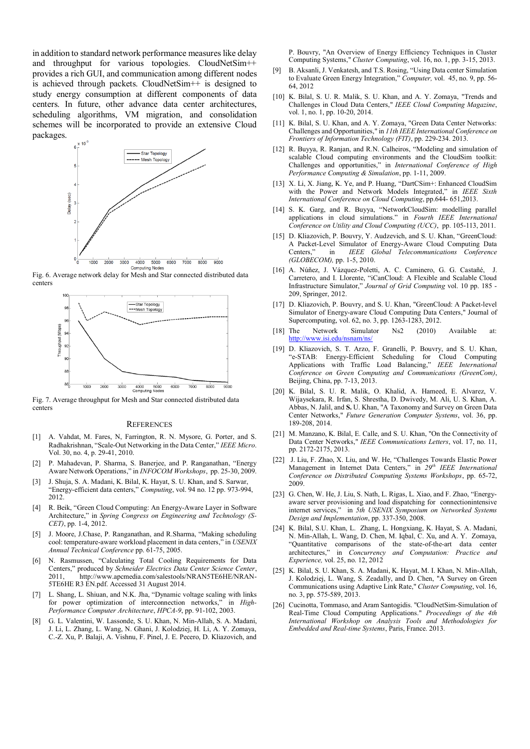in addition to standard network performance measures like delay and throughput for various topologies. CloudNetSim++ provides a rich GUI, and communication among different nodes is achieved through packets. CloudNetSim++ is designed to study energy consumption at different components of data centers. In future, other advance data center architectures, scheduling algorithms, VM migration, and consolidation schemes will be incorporated to provide an extensive Cloud packages.

x 10^-3
Star Topology
Mesh Topology
Delay (sec)
Computing Nodes
0 1000 2000 3000 4000 5000 6000 7000 8000 9000

Fig. 6. Average network delay for Mesh and Star connected distributed data centers

Star Topology
Mesh Topology
Throughput (Mbps)
Computing Nodes
0 1000 2000 3000 4000 5000 6000 7000 8000 9000

Fig. 7. Average throughput for Mesh and Star connected distributed data centers

## REFERENCES

[1] A. Vahdat, M. Fares, N, Farrington, R. N. Mysore, G. Porter, and S. Radhakrishnan, "Scale-Out Networking in the Data Center," *IEEE Micro*. Vol. 30, no. 4, p. 29-41, 2010.

[2] P. Mahadevan, P. Sharma, S. Banerjee, and P. Ranganathan, "Energy Aware Network Operations," in *INFOCOM Workshops*, pp. 25-30, 2009.

[3] J. Shuja, S. A. Madani, K. Bilal, K. Hayat, S. U. Khan, and S. Sarwar, "Energy-efficient data centers," *Computing*, vol. 94 no. 12 pp. 973-994, 2012.

[4] R. Beik, "Green Cloud Computing: An Energy-Aware Layer in Software Architecture," in *Spring Congress on Engineering and Technology (S-CET)*, pp. 1-4, 2012.

[5] J. Moore, J.Chase, P. Ranganathan, and R.Sharma, "Making scheduling cool: temperature-aware workload placement in data centers," in *USENIX Annual Technical Conference* pp. 61-75, 2005.

[6] N. Rasmussen, "Calculating Total Cooling Requirements for Data Centers," produced by *Schneider Electrics Data Center Science Center*, 2011, http://www.apcmedia.com/salestools/NRAN5TE6HE/NRAN-5TE6HE R3 EN.pdf. Accessed 31 August 2014.

[7] L. Shang, L. Shiuan, and N.K. Jha, "Dynamic voltage scaling with links for power optimization of interconnection networks," in *High-Performance Computer Architecture*, *HPCA-9*, pp. 91-102, 2003.

[8] G. L. Valentini, W. Lassonde, S. U. Khan, N. Min-Allah, S. A. Madani, J. Li, L. Zhang, L. Wang, N. Ghani, J. Kolodziej, H. Li, A. Y. Zomaya, C.-Z. Xu, P. Balaji, A. Vishnu, F. Pinel, J. E. Pecero, D. Kliazovich, and P. Bouvry, "An Overview of Energy Efficiency Techniques in Cluster Computing Systems," *Cluster Computing*, vol. 16, no. 1, pp. 3-15, 2013.

[9] B. Aksanli, J. Venkatesh, and T.S. Rosing, "Using Data center Simulation to Evaluate Green Energy Integration," *Computer,* vol. 45, no. 9, pp. 56-64, 2012

[10] K. Bilal, S. U. R. Malik, S. U. Khan, and A. Y. Zomaya, "Trends and Challenges in Cloud Data Centers," *IEEE Cloud Computing Magazine*, vol. 1, no. 1, pp. 10-20, 2014.

[11] K. Bilal, S. U. Khan, and A. Y. Zomaya, "Green Data Center Networks: Challenges and Opportunities," in *11th IEEE International Conference on Frontiers of Information Technology (FIT)*, pp. 229-234. 2013.

[12] R. Buyya, R. Ranjan, and R.N. Calheiros, "Modeling and simulation of scalable Cloud computing environments and the CloudSim toolkit: Challenges and opportunities," in *International Conference of High Performance Computing & Simulation*, pp. 1-11, 2009.

[13] X. Li, X. Jiang, K. Ye, and P. Huang, "DartCSim+: Enhanced CloudSim with the Power and Network Models Integrated," in *IEEE Sixth International Conference on Cloud Computing*, pp.644- 651,2013.

[14] S. K. Garg, and R. Buyya, "NetworkCloudSim: modelling parallel applications in cloud simulations." in *Fourth IEEE International Conference on Utility and Cloud Computing (UCC)*, pp. 105-113, 2011.

[15] D. Kliazovich, P. Bouvry, Y. Audzevich, and S. U. Khan, "GreenCloud: A Packet-Level Simulator of Energy-Aware Cloud Computing Data Centers," in *IEEE Global Telecommunications Conference (GLOBECOM),* pp. 1-5, 2010.

[16] A. Núñez, J. Vázquez-Poletti, A. C. Caminero, G. G. Castañé, J. Carretero, and I. Llorente, "iCanCloud: A Flexible and Scalable Cloud Infrastructure Simulator," *Journal of Grid Computing* vol. 10 pp. 185 - 209, Springer, 2012.

[17] D. Kliazovich, P. Bouvry, and S. U. Khan, "GreenCloud: A Packet-level Simulator of Energy-aware Cloud Computing Data Centers," Journal of Supercomputing, vol. 62, no. 3, pp. 1263-1283, 2012.

[18] The Network Simulator Ns2 (2010) Available at: http://www.isi.edu/nsnam/ns/

[19] D. Kliazovich, S. T. Arzo, F. Granelli, P. Bouvry, and S. U. Khan, "e-STAB: Energy-Efficient Scheduling for Cloud Computing Applications with Traffic Load Balancing," *IEEE International Conference on Green Computing and Communications (GreenCom)*, Beijing, China, pp. 7-13, 2013.

[20] K. Bilal, S. U. R. Malik, O. Khalid, A. Hameed, E. Alvarez, V. Wijaysekara, R. Irfan, S. Shrestha, D. Dwivedy, M. Ali, U. S. Khan, A. Abbas, N. Jalil, and **S.** U. Khan, "A Taxonomy and Survey on Green Data Center Networks," *Future Generation Computer Systems*, vol. 36, pp. 189-208, 2014.

[21] M. Manzano, K. Bilal, E. Calle, and S. U. Khan, "On the Connectivity of Data Center Networks," *IEEE Communications Letters*, vol. 17, no. 11, pp. 2172-2175, 2013.

[22] J. Liu, F. Zhao, X. Liu, and W. He, "Challenges Towards Elastic Power Management in Internet Data Centers," in *29th IEEE International Conference on Distributed Computing Systems Workshops*, pp. 65-72, 2009.

[23] G. Chen, W. He, J. Liu, S. Nath, L. Rigas, L. Xiao, and F. Zhao, "Energy-aware server provisioning and load dispatching for connectionintensive internet services," in *5th USENIX Symposium on Networked Systems Design and Implementation*, pp. 337-350, 2008.

[24] K. Bilal, S.U. Khan, L. Zhang, L. Hongxiang, K. Hayat, S. A. Madani, N. Min-Allah, L. Wang, D. Chen, M. Iqbal, C. Xu, and A. Y. Zomaya, "Quantitative comparisons of the state-of-the-art data center architectures," in *Concurrency and Computation: Practice and Experience,* vol. 25, no. 12, 2012

[25] K. Bilal, S. U. Khan, S. A. Madani, K. Hayat, M. I. Khan, N. Min-Allah, J. Kolodziej, L. Wang, S. Zeadally, and D. Chen, "A Survey on Green Communications using Adaptive Link Rate," *Cluster Computing*, vol. 16, no. 3, pp. 575-589, 2013.

[26] Cucinotta, Tommaso, and Aram Santogidis. "CloudNetSim-Simulation of Real-Time Cloud Computing Applications." *Proceedings of the 4th International Workshop on Analysis Tools and Methodologies for Embedded and Real-time Systems*, Paris, France. 2013.